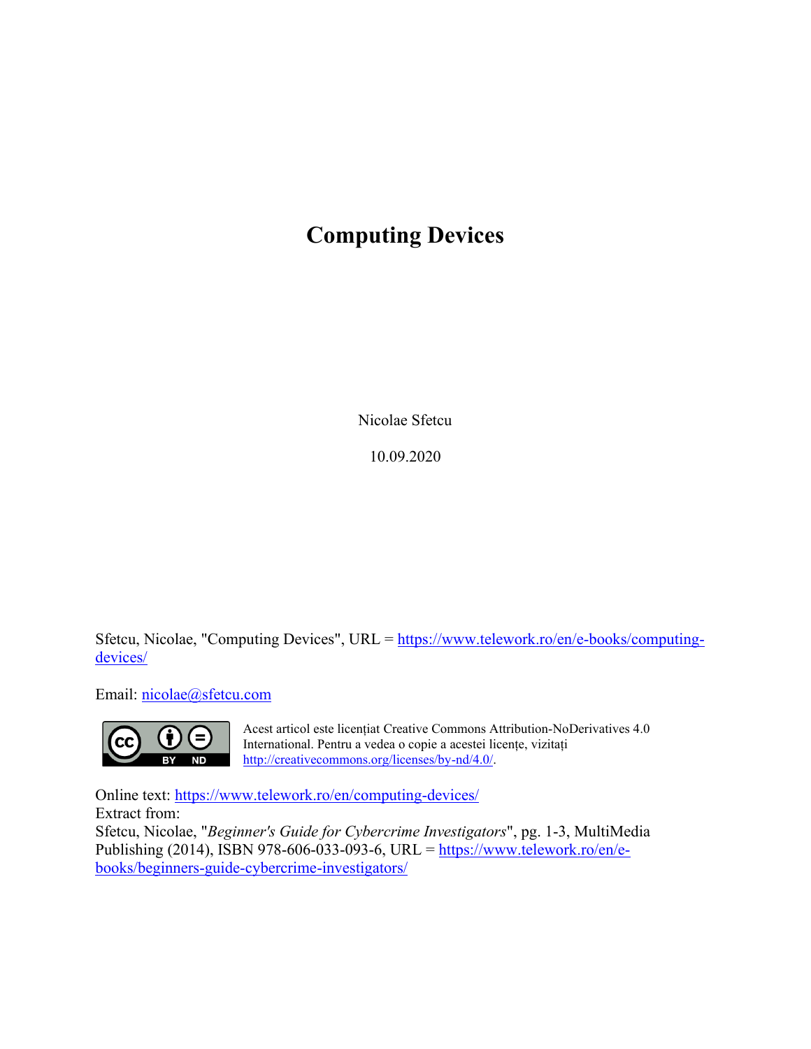# Computing Devices

Nicolae Sfetcu

10.09.2020

Sfetcu, Nicolae, "Computing Devices", URL = https://www.telework.ro/en/e-books/computing-devices/

Email: nicolae@sfetcu.com

Acest articol este licențiat Creative Commons Attribution-NoDerivatives 4.0 International. Pentru a vedea o copie a acestei licențe, vizitați http://creativecommons.org/licenses/by-nd/4.0/.

Online text: https://www.telework.ro/en/computing-devices/
Extract from:
Sfetcu, Nicolae, "*Beginner's Guide for Cybercrime Investigators*", pg. 1-3, MultiMedia Publishing (2014), ISBN 978-606-033-093-6, URL = https://www.telework.ro/en/e-books/beginners-guide-cybercrime-investigators/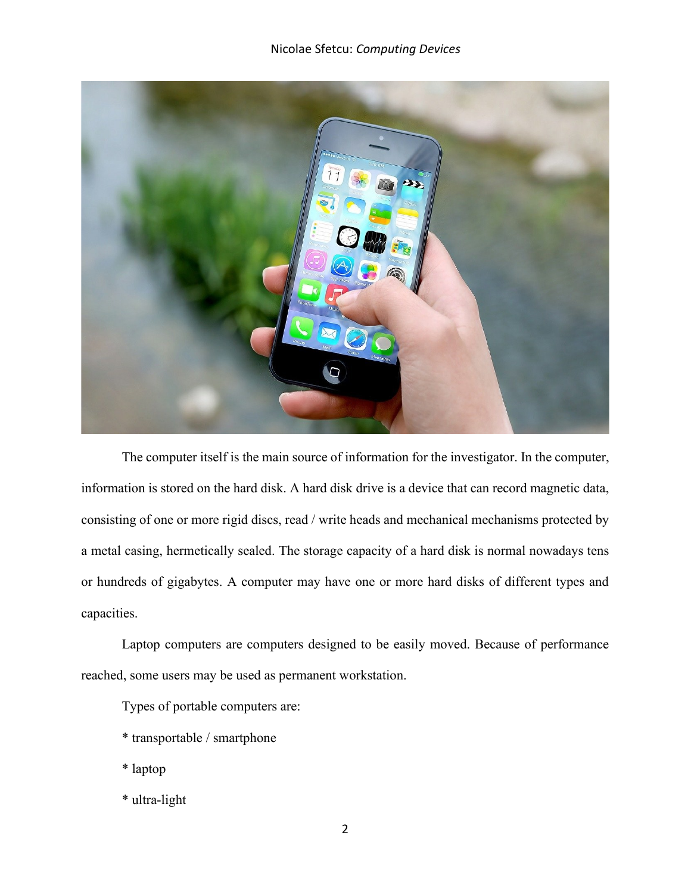The computer itself is the main source of information for the investigator. In the computer, information is stored on the hard disk. A hard disk drive is a device that can record magnetic data, consisting of one or more rigid discs, read / write heads and mechanical mechanisms protected by a metal casing, hermetically sealed. The storage capacity of a hard disk is normal nowadays tens or hundreds of gigabytes. A computer may have one or more hard disks of different types and capacities.

Laptop computers are computers designed to be easily moved. Because of performance reached, some users may be used as permanent workstation.

Types of portable computers are:

* transportable / smartphone

* laptop

* ultra-light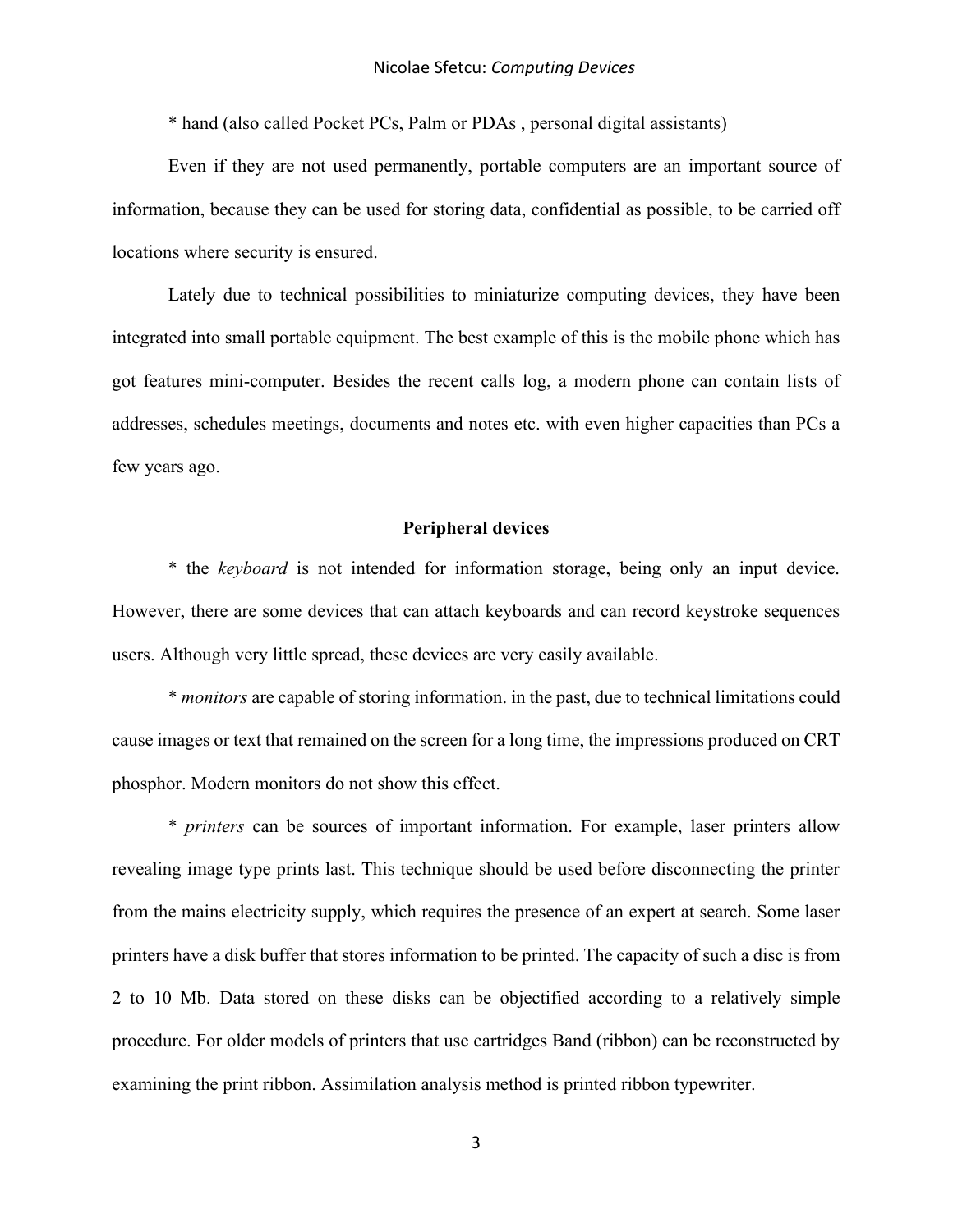* hand (also called Pocket PCs, Palm or PDAs , personal digital assistants)

Even if they are not used permanently, portable computers are an important source of information, because they can be used for storing data, confidential as possible, to be carried off locations where security is ensured.

Lately due to technical possibilities to miniaturize computing devices, they have been integrated into small portable equipment. The best example of this is the mobile phone which has got features mini-computer. Besides the recent calls log, a modern phone can contain lists of addresses, schedules meetings, documents and notes etc. with even higher capacities than PCs a few years ago.

### Peripheral devices

* the *keyboard* is not intended for information storage, being only an input device. However, there are some devices that can attach keyboards and can record keystroke sequences users. Although very little spread, these devices are very easily available.

* *monitors* are capable of storing information. in the past, due to technical limitations could cause images or text that remained on the screen for a long time, the impressions produced on CRT phosphor. Modern monitors do not show this effect.

* *printers* can be sources of important information. For example, laser printers allow revealing image type prints last. This technique should be used before disconnecting the printer from the mains electricity supply, which requires the presence of an expert at search. Some laser printers have a disk buffer that stores information to be printed. The capacity of such a disc is from 2 to 10 Mb. Data stored on these disks can be objectified according to a relatively simple procedure. For older models of printers that use cartridges Band (ribbon) can be reconstructed by examining the print ribbon. Assimilation analysis method is printed ribbon typewriter.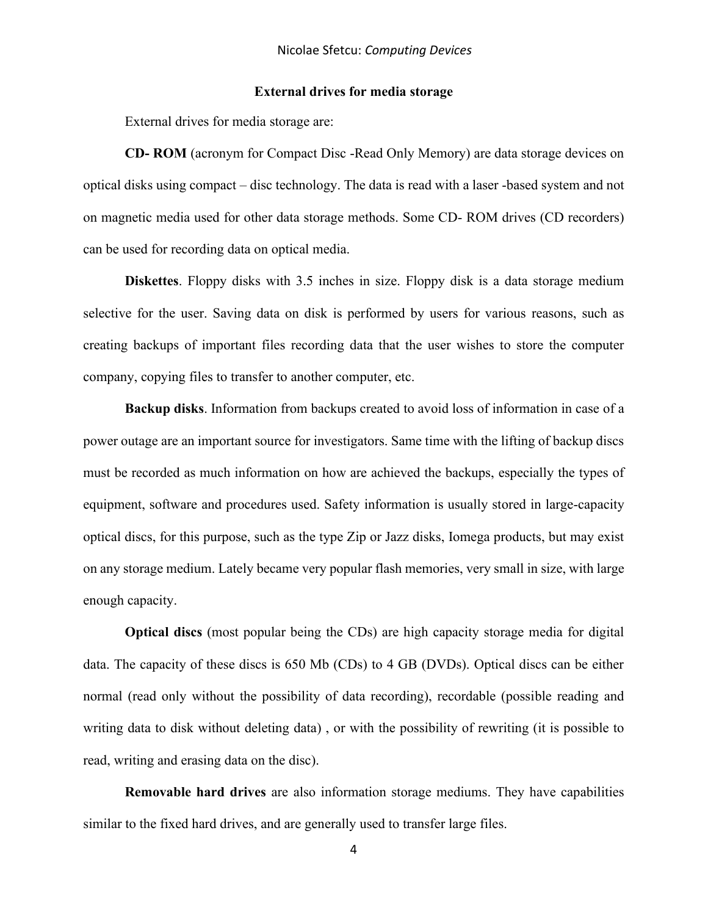### External drives for media storage

External drives for media storage are:

**CD- ROM** (acronym for Compact Disc -Read Only Memory) are data storage devices on optical disks using compact – disc technology. The data is read with a laser -based system and not on magnetic media used for other data storage methods. Some CD- ROM drives (CD recorders) can be used for recording data on optical media.

**Diskettes**. Floppy disks with 3.5 inches in size. Floppy disk is a data storage medium selective for the user. Saving data on disk is performed by users for various reasons, such as creating backups of important files recording data that the user wishes to store the computer company, copying files to transfer to another computer, etc.

**Backup disks**. Information from backups created to avoid loss of information in case of a power outage are an important source for investigators. Same time with the lifting of backup discs must be recorded as much information on how are achieved the backups, especially the types of equipment, software and procedures used. Safety information is usually stored in large-capacity optical discs, for this purpose, such as the type Zip or Jazz disks, Iomega products, but may exist on any storage medium. Lately became very popular flash memories, very small in size, with large enough capacity.

**Optical discs** (most popular being the CDs) are high capacity storage media for digital data. The capacity of these discs is 650 Mb (CDs) to 4 GB (DVDs). Optical discs can be either normal (read only without the possibility of data recording), recordable (possible reading and writing data to disk without deleting data) , or with the possibility of rewriting (it is possible to read, writing and erasing data on the disc).

**Removable hard drives** are also information storage mediums. They have capabilities similar to the fixed hard drives, and are generally used to transfer large files.